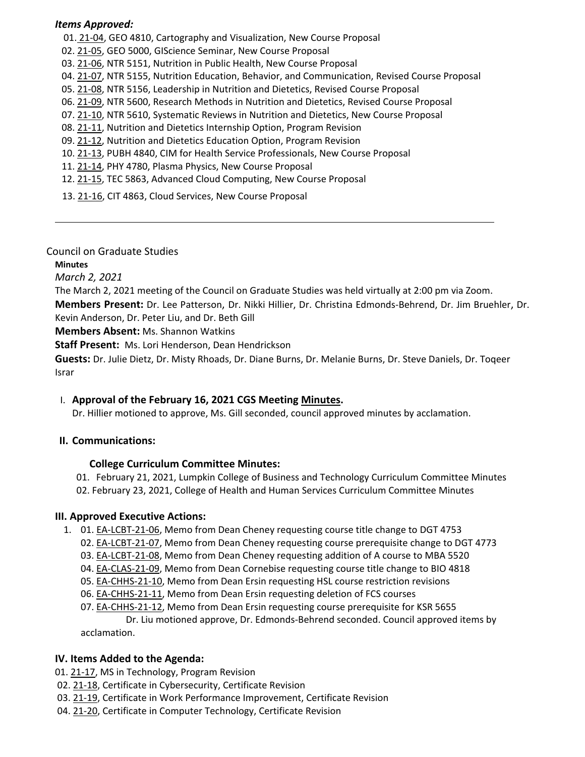***Items Approved:***

01. 21-04, GEO 4810, Cartography and Visualization, New Course Proposal
02. 21-05, GEO 5000, GIScience Seminar, New Course Proposal
03. 21-06, NTR 5151, Nutrition in Public Health, New Course Proposal
04. 21-07, NTR 5155, Nutrition Education, Behavior, and Communication, Revised Course Proposal
05. 21-08, NTR 5156, Leadership in Nutrition and Dietetics, Revised Course Proposal
06. 21-09, NTR 5600, Research Methods in Nutrition and Dietetics, Revised Course Proposal
07. 21-10, NTR 5610, Systematic Reviews in Nutrition and Dietetics, New Course Proposal
08. 21-11, Nutrition and Dietetics Internship Option, Program Revision
09. 21-12, Nutrition and Dietetics Education Option, Program Revision
10. 21-13, PUBH 4840, CIM for Health Service Professionals, New Course Proposal
11. 21-14, PHY 4780, Plasma Physics, New Course Proposal
12. 21-15, TEC 5863, Advanced Cloud Computing, New Course Proposal
13. 21-16, CIT 4863, Cloud Services, New Course Proposal

---

Council on Graduate Studies

**Minutes**

*March 2, 2021*

The March 2, 2021 meeting of the Council on Graduate Studies was held virtually at 2:00 pm via Zoom.

**Members Present:** Dr. Lee Patterson, Dr. Nikki Hillier, Dr. Christina Edmonds-Behrend, Dr. Jim Bruehler, Dr. Kevin Anderson, Dr. Peter Liu, and Dr. Beth Gill

**Members Absent:** Ms. Shannon Watkins

**Staff Present:** Ms. Lori Henderson, Dean Hendrickson

**Guests:** Dr. Julie Dietz, Dr. Misty Rhoads, Dr. Diane Burns, Dr. Melanie Burns, Dr. Steve Daniels, Dr. Toqeer Israr

I. **Approval of the February 16, 2021 CGS Meeting Minutes.**
Dr. Hillier motioned to approve, Ms. Gill seconded, council approved minutes by acclamation.

**II. Communications:**

**College Curriculum Committee Minutes:**

01. February 21, 2021, Lumpkin College of Business and Technology Curriculum Committee Minutes
02. February 23, 2021, College of Health and Human Services Curriculum Committee Minutes

**III. Approved Executive Actions:**

1. 01. EA-LCBT-21-06, Memo from Dean Cheney requesting course title change to DGT 4753
   02. EA-LCBT-21-07, Memo from Dean Cheney requesting course prerequisite change to DGT 4773
   03. EA-LCBT-21-08, Memo from Dean Cheney requesting addition of A course to MBA 5520
   04. EA-CLAS-21-09, Memo from Dean Cornebise requesting course title change to BIO 4818
   05. EA-CHHS-21-10, Memo from Dean Ersin requesting HSL course restriction revisions
   06. EA-CHHS-21-11, Memo from Dean Ersin requesting deletion of FCS courses
   07. EA-CHHS-21-12, Memo from Dean Ersin requesting course prerequisite for KSR 5655

   Dr. Liu motioned approve, Dr. Edmonds-Behrend seconded. Council approved items by acclamation.

**IV. Items Added to the Agenda:**

01. 21-17, MS in Technology, Program Revision
02. 21-18, Certificate in Cybersecurity, Certificate Revision
03. 21-19, Certificate in Work Performance Improvement, Certificate Revision
04. 21-20, Certificate in Computer Technology, Certificate Revision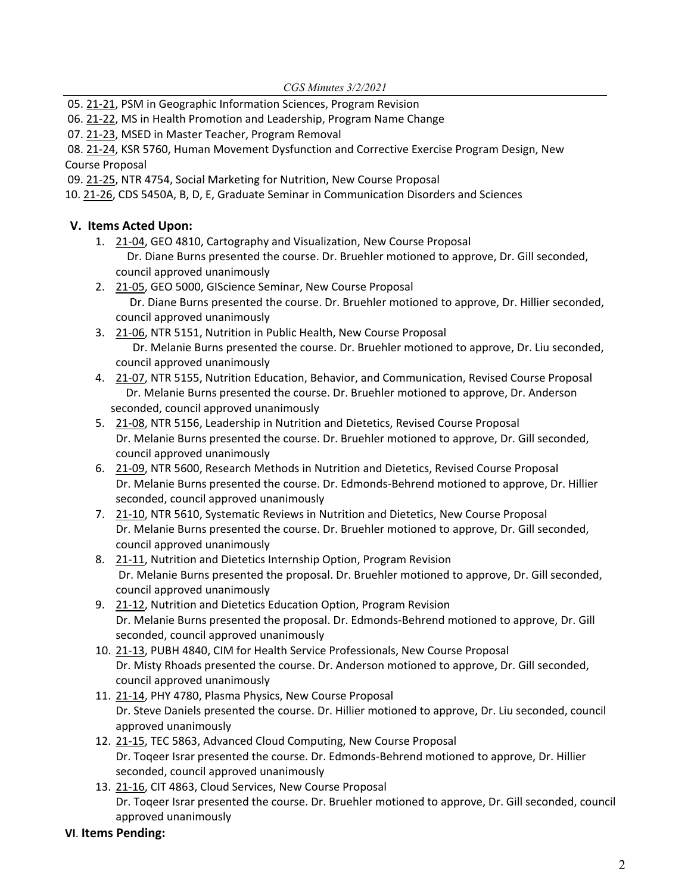05. 21-21, PSM in Geographic Information Sciences, Program Revision
06. 21-22, MS in Health Promotion and Leadership, Program Name Change
07. 21-23, MSED in Master Teacher, Program Removal
08. 21-24, KSR 5760, Human Movement Dysfunction and Corrective Exercise Program Design, New Course Proposal
09. 21-25, NTR 4754, Social Marketing for Nutrition, New Course Proposal
10. 21-26, CDS 5450A, B, D, E, Graduate Seminar in Communication Disorders and Sciences

## V. Items Acted Upon:

1. 21-04, GEO 4810, Cartography and Visualization, New Course Proposal
   Dr. Diane Burns presented the course. Dr. Bruehler motioned to approve, Dr. Gill seconded, council approved unanimously
2. 21-05, GEO 5000, GIScience Seminar, New Course Proposal
   Dr. Diane Burns presented the course. Dr. Bruehler motioned to approve, Dr. Hillier seconded, council approved unanimously
3. 21-06, NTR 5151, Nutrition in Public Health, New Course Proposal
   Dr. Melanie Burns presented the course. Dr. Bruehler motioned to approve, Dr. Liu seconded, council approved unanimously
4. 21-07, NTR 5155, Nutrition Education, Behavior, and Communication, Revised Course Proposal
   Dr. Melanie Burns presented the course. Dr. Bruehler motioned to approve, Dr. Anderson seconded, council approved unanimously
5. 21-08, NTR 5156, Leadership in Nutrition and Dietetics, Revised Course Proposal
   Dr. Melanie Burns presented the course. Dr. Bruehler motioned to approve, Dr. Gill seconded, council approved unanimously
6. 21-09, NTR 5600, Research Methods in Nutrition and Dietetics, Revised Course Proposal
   Dr. Melanie Burns presented the course. Dr. Edmonds-Behrend motioned to approve, Dr. Hillier seconded, council approved unanimously
7. 21-10, NTR 5610, Systematic Reviews in Nutrition and Dietetics, New Course Proposal
   Dr. Melanie Burns presented the course. Dr. Bruehler motioned to approve, Dr. Gill seconded, council approved unanimously
8. 21-11, Nutrition and Dietetics Internship Option, Program Revision
   Dr. Melanie Burns presented the proposal. Dr. Bruehler motioned to approve, Dr. Gill seconded, council approved unanimously
9. 21-12, Nutrition and Dietetics Education Option, Program Revision
   Dr. Melanie Burns presented the proposal. Dr. Edmonds-Behrend motioned to approve, Dr. Gill seconded, council approved unanimously
10. 21-13, PUBH 4840, CIM for Health Service Professionals, New Course Proposal
    Dr. Misty Rhoads presented the course. Dr. Anderson motioned to approve, Dr. Gill seconded, council approved unanimously
11. 21-14, PHY 4780, Plasma Physics, New Course Proposal
    Dr. Steve Daniels presented the course. Dr. Hillier motioned to approve, Dr. Liu seconded, council approved unanimously
12. 21-15, TEC 5863, Advanced Cloud Computing, New Course Proposal
    Dr. Toqeer Israr presented the course. Dr. Edmonds-Behrend motioned to approve, Dr. Hillier seconded, council approved unanimously
13. 21-16, CIT 4863, Cloud Services, New Course Proposal
    Dr. Toqeer Israr presented the course. Dr. Bruehler motioned to approve, Dr. Gill seconded, council approved unanimously

## VI. Items Pending: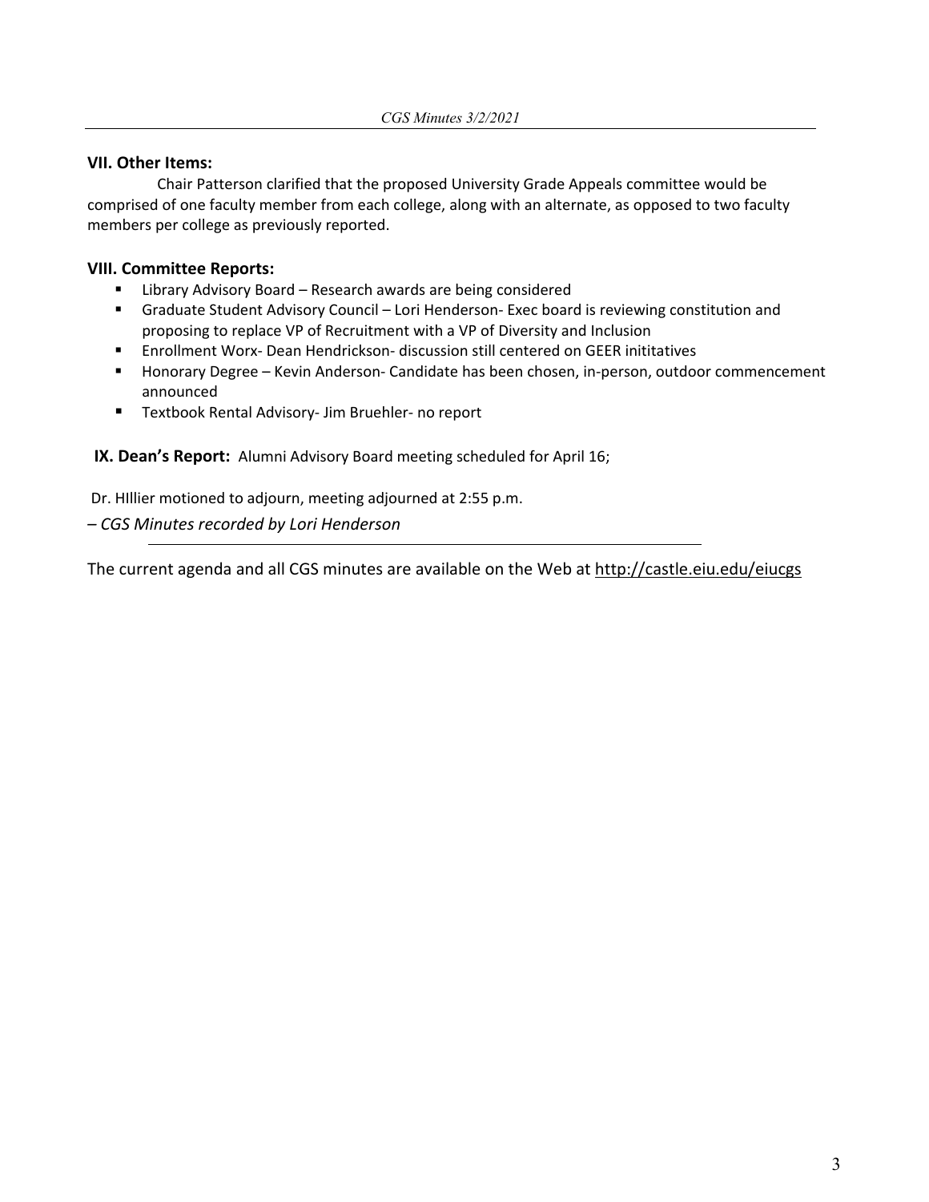## VII. Other Items:

Chair Patterson clarified that the proposed University Grade Appeals committee would be comprised of one faculty member from each college, along with an alternate, as opposed to two faculty members per college as previously reported.

## VIII. Committee Reports:

- Library Advisory Board – Research awards are being considered
- Graduate Student Advisory Council – Lori Henderson- Exec board is reviewing constitution and proposing to replace VP of Recruitment with a VP of Diversity and Inclusion
- Enrollment Worx- Dean Hendrickson- discussion still centered on GEER inititatives
- Honorary Degree – Kevin Anderson- Candidate has been chosen, in-person, outdoor commencement announced
- Textbook Rental Advisory- Jim Bruehler- no report

**IX. Dean's Report:** Alumni Advisory Board meeting scheduled for April 16;

Dr. HIllier motioned to adjourn, meeting adjourned at 2:55 p.m.

*– CGS Minutes recorded by Lori Henderson*

---

The current agenda and all CGS minutes are available on the Web at http://castle.eiu.edu/eiucgs